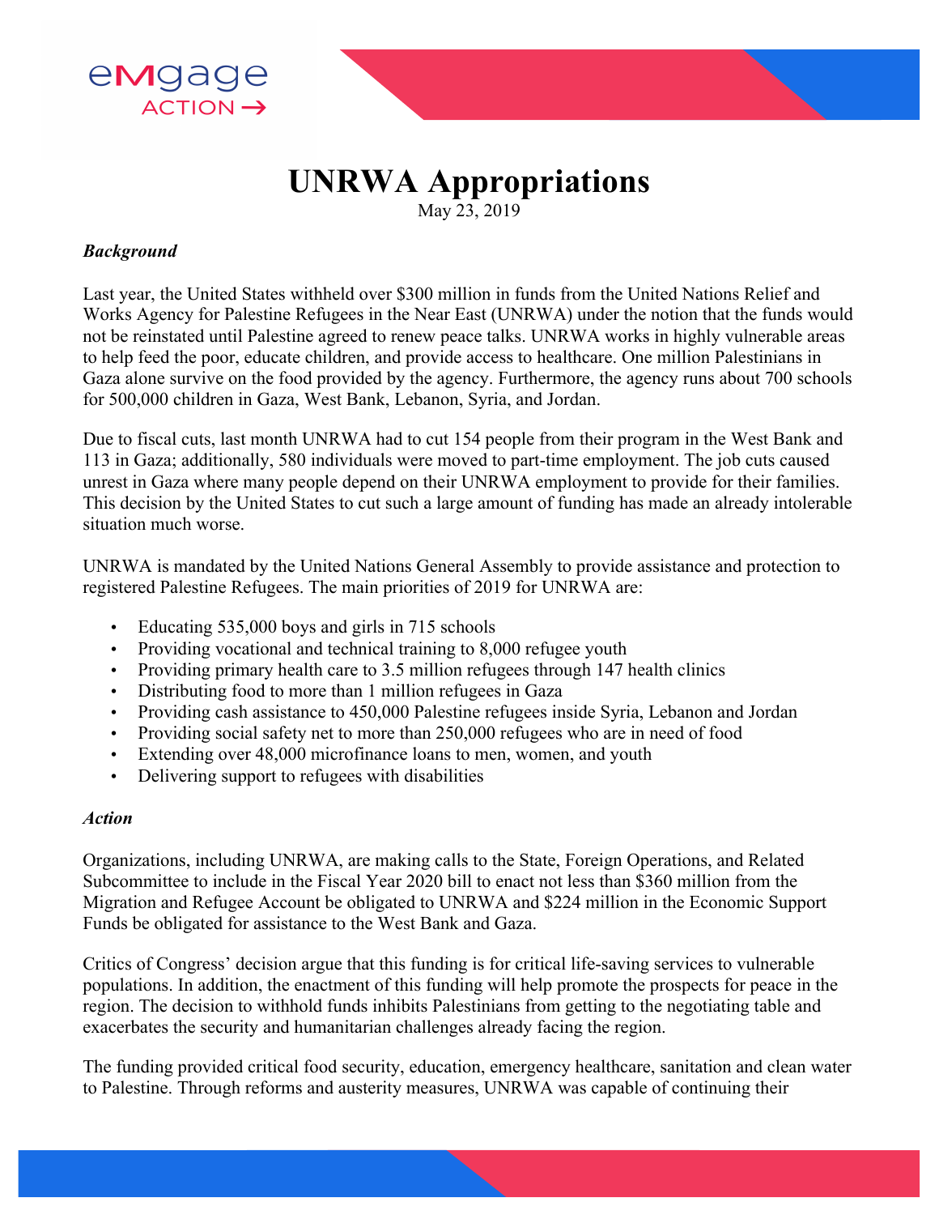eMgage ACTION →

# UNRWA Appropriations

May 23, 2019

***Background***

Last year, the United States withheld over $300 million in funds from the United Nations Relief and Works Agency for Palestine Refugees in the Near East (UNRWA) under the notion that the funds would not be reinstated until Palestine agreed to renew peace talks. UNRWA works in highly vulnerable areas to help feed the poor, educate children, and provide access to healthcare. One million Palestinians in Gaza alone survive on the food provided by the agency. Furthermore, the agency runs about 700 schools for 500,000 children in Gaza, West Bank, Lebanon, Syria, and Jordan.

Due to fiscal cuts, last month UNRWA had to cut 154 people from their program in the West Bank and 113 in Gaza; additionally, 580 individuals were moved to part-time employment. The job cuts caused unrest in Gaza where many people depend on their UNRWA employment to provide for their families. This decision by the United States to cut such a large amount of funding has made an already intolerable situation much worse.

UNRWA is mandated by the United Nations General Assembly to provide assistance and protection to registered Palestine Refugees. The main priorities of 2019 for UNRWA are:

- Educating 535,000 boys and girls in 715 schools
- Providing vocational and technical training to 8,000 refugee youth
- Providing primary health care to 3.5 million refugees through 147 health clinics
- Distributing food to more than 1 million refugees in Gaza
- Providing cash assistance to 450,000 Palestine refugees inside Syria, Lebanon and Jordan
- Providing social safety net to more than 250,000 refugees who are in need of food
- Extending over 48,000 microfinance loans to men, women, and youth
- Delivering support to refugees with disabilities

***Action***

Organizations, including UNRWA, are making calls to the State, Foreign Operations, and Related Subcommittee to include in the Fiscal Year 2020 bill to enact not less than $360 million from the Migration and Refugee Account be obligated to UNRWA and $224 million in the Economic Support Funds be obligated for assistance to the West Bank and Gaza.

Critics of Congress' decision argue that this funding is for critical life-saving services to vulnerable populations. In addition, the enactment of this funding will help promote the prospects for peace in the region. The decision to withhold funds inhibits Palestinians from getting to the negotiating table and exacerbates the security and humanitarian challenges already facing the region.

The funding provided critical food security, education, emergency healthcare, sanitation and clean water to Palestine. Through reforms and austerity measures, UNRWA was capable of continuing their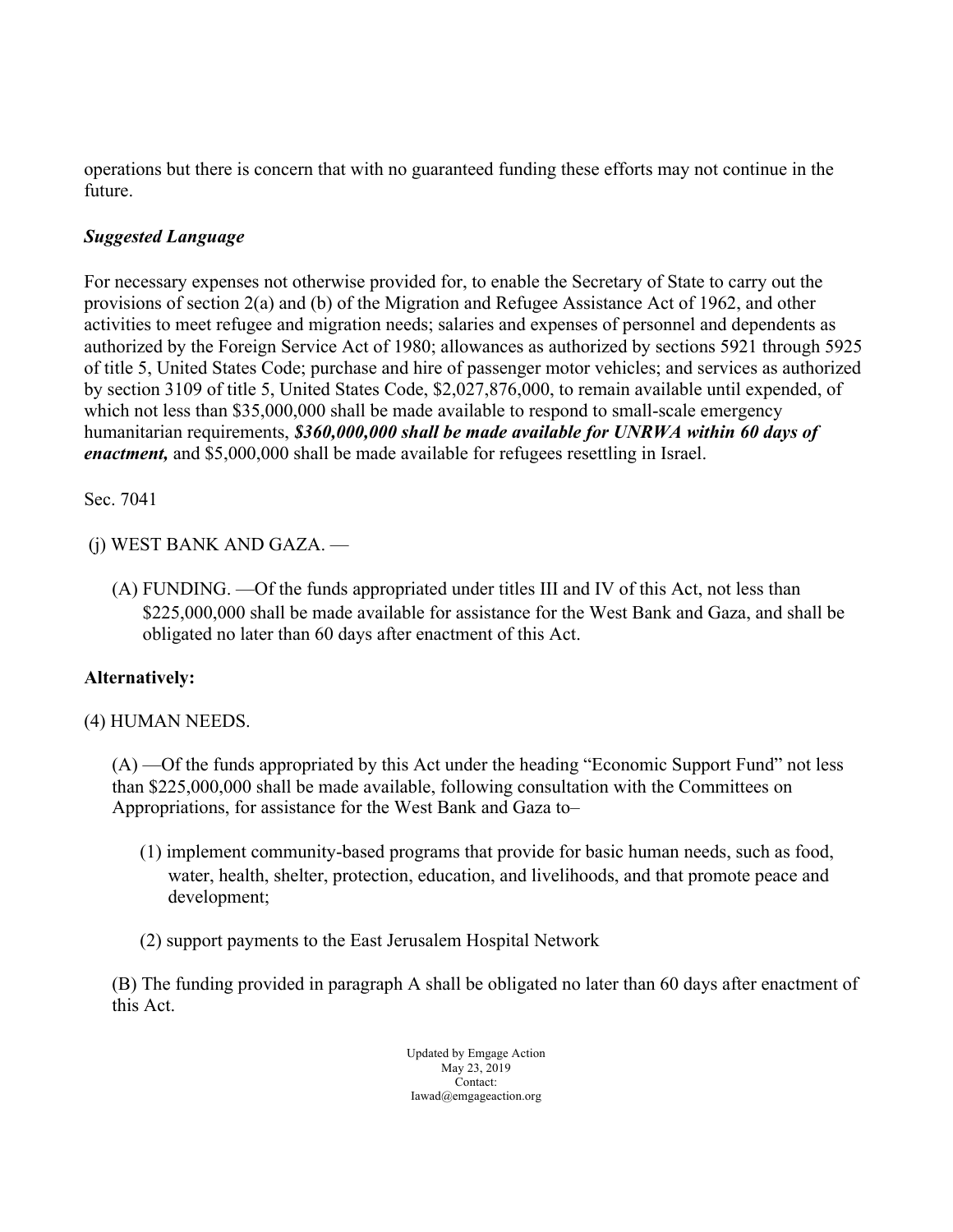operations but there is concern that with no guaranteed funding these efforts may not continue in the future.

***Suggested Language***

For necessary expenses not otherwise provided for, to enable the Secretary of State to carry out the provisions of section 2(a) and (b) of the Migration and Refugee Assistance Act of 1962, and other activities to meet refugee and migration needs; salaries and expenses of personnel and dependents as authorized by the Foreign Service Act of 1980; allowances as authorized by sections 5921 through 5925 of title 5, United States Code; purchase and hire of passenger motor vehicles; and services as authorized by section 3109 of title 5, United States Code, $2,027,876,000, to remain available until expended, of which not less than $35,000,000 shall be made available to respond to small-scale emergency humanitarian requirements, ***$360,000,000 shall be made available for UNRWA within 60 days of enactment,*** and $5,000,000 shall be made available for refugees resettling in Israel.

Sec. 7041

(j) WEST BANK AND GAZA. —

(A) FUNDING. —Of the funds appropriated under titles III and IV of this Act, not less than $225,000,000 shall be made available for assistance for the West Bank and Gaza, and shall be obligated no later than 60 days after enactment of this Act.

**Alternatively:**

(4) HUMAN NEEDS.

(A) —Of the funds appropriated by this Act under the heading "Economic Support Fund" not less than $225,000,000 shall be made available, following consultation with the Committees on Appropriations, for assistance for the West Bank and Gaza to–

(1) implement community-based programs that provide for basic human needs, such as food, water, health, shelter, protection, education, and livelihoods, and that promote peace and development;

(2) support payments to the East Jerusalem Hospital Network

(B) The funding provided in paragraph A shall be obligated no later than 60 days after enactment of this Act.

Updated by Emgage Action
May 23, 2019
Contact:
Iawad@emgageaction.org